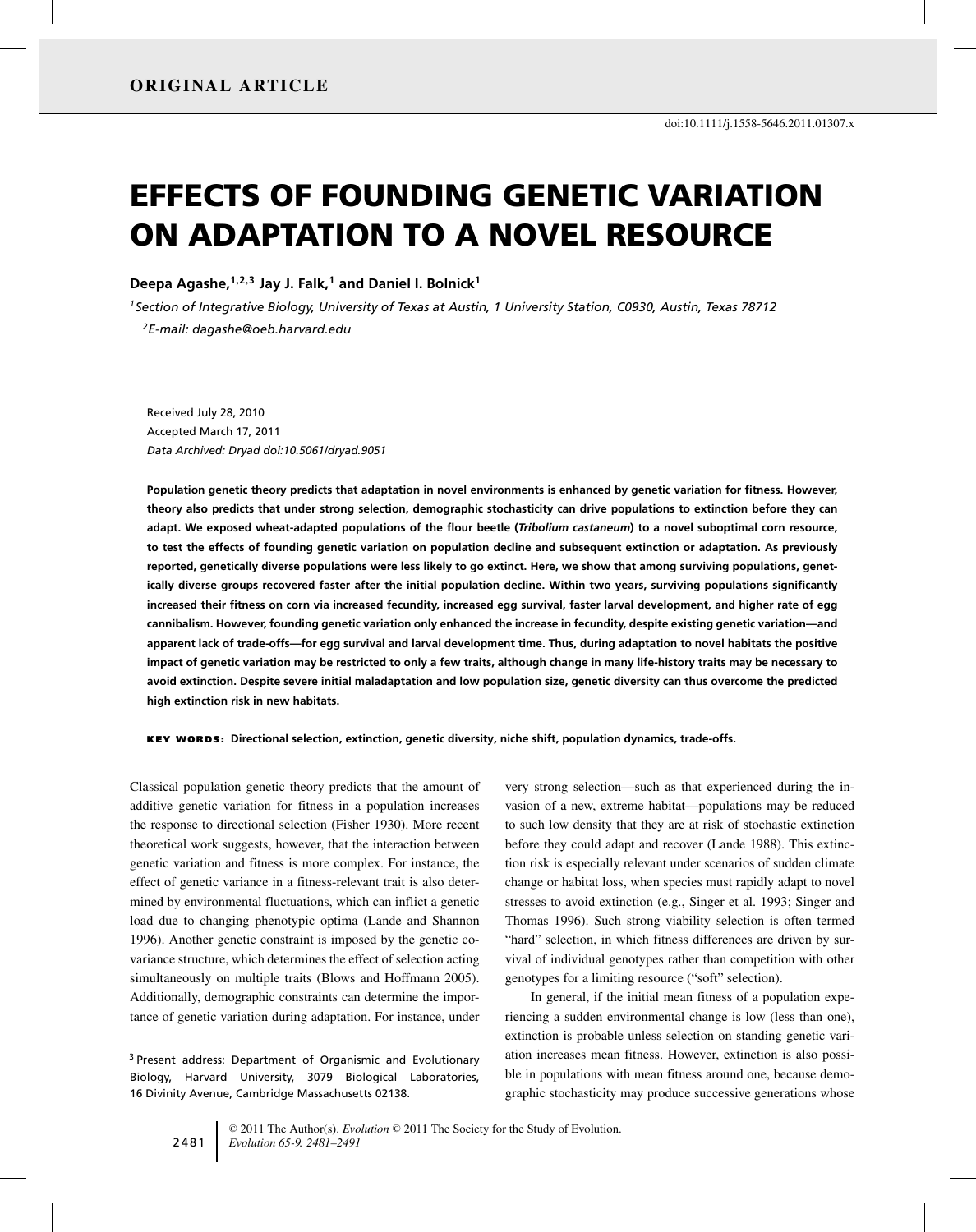ORIGINAL ARTICLE

doi:10.1111/j.1558-5646.2011.01307.x

# EFFECTS OF FOUNDING GENETIC VARIATION ON ADAPTATION TO A NOVEL RESOURCE

**Deepa Agashe,[1,2,3] Jay J. Falk,[1] and Daniel I. Bolnick[1]**

[1] *Section of Integrative Biology, University of Texas at Austin, 1 University Station, C0930, Austin, Texas 78712*

[2] *E-mail: dagashe@oeb.harvard.edu*

Received July 28, 2010
Accepted March 17, 2011
*Data Archived: Dryad doi:10.5061/dryad.9051*

**Population genetic theory predicts that adaptation in novel environments is enhanced by genetic variation for fitness. However, theory also predicts that under strong selection, demographic stochasticity can drive populations to extinction before they can adapt. We exposed wheat-adapted populations of the flour beetle (*Tribolium castaneum*) to a novel suboptimal corn resource, to test the effects of founding genetic variation on population decline and subsequent extinction or adaptation. As previously reported, genetically diverse populations were less likely to go extinct. Here, we show that among surviving populations, genetically diverse groups recovered faster after the initial population decline. Within two years, surviving populations significantly increased their fitness on corn via increased fecundity, increased egg survival, faster larval development, and higher rate of egg cannibalism. However, founding genetic variation only enhanced the increase in fecundity, despite existing genetic variation—and apparent lack of trade-offs—for egg survival and larval development time. Thus, during adaptation to novel habitats the positive impact of genetic variation may be restricted to only a few traits, although change in many life-history traits may be necessary to avoid extinction. Despite severe initial maladaptation and low population size, genetic diversity can thus overcome the predicted high extinction risk in new habitats.**

**KEY WORDS:** Directional selection, extinction, genetic diversity, niche shift, population dynamics, trade-offs.

Classical population genetic theory predicts that the amount of additive genetic variation for fitness in a population increases the response to directional selection (Fisher 1930). More recent theoretical work suggests, however, that the interaction between genetic variation and fitness is more complex. For instance, the effect of genetic variance in a fitness-relevant trait is also determined by environmental fluctuations, which can inflict a genetic load due to changing phenotypic optima (Lande and Shannon 1996). Another genetic constraint is imposed by the genetic covariance structure, which determines the effect of selection acting simultaneously on multiple traits (Blows and Hoffmann 2005). Additionally, demographic constraints can determine the importance of genetic variation during adaptation. For instance, under very strong selection—such as that experienced during the invasion of a new, extreme habitat—populations may be reduced to such low density that they are at risk of stochastic extinction before they could adapt and recover (Lande 1988). This extinction risk is especially relevant under scenarios of sudden climate change or habitat loss, when species must rapidly adapt to novel stresses to avoid extinction (e.g., Singer et al. 1993; Singer and Thomas 1996). Such strong viability selection is often termed "hard" selection, in which fitness differences are driven by survival of individual genotypes rather than competition with other genotypes for a limiting resource ("soft" selection).

In general, if the initial mean fitness of a population experiencing a sudden environmental change is low (less than one), extinction is probable unless selection on standing genetic variation increases mean fitness. However, extinction is also possible in populations with mean fitness around one, because demographic stochasticity may produce successive generations whose

[3] Present address: Department of Organismic and Evolutionary Biology, Harvard University, 3079 Biological Laboratories, 16 Divinity Avenue, Cambridge Massachusetts 02138.

© 2011 The Author(s). *Evolution* © 2011 The Society for the Study of Evolution.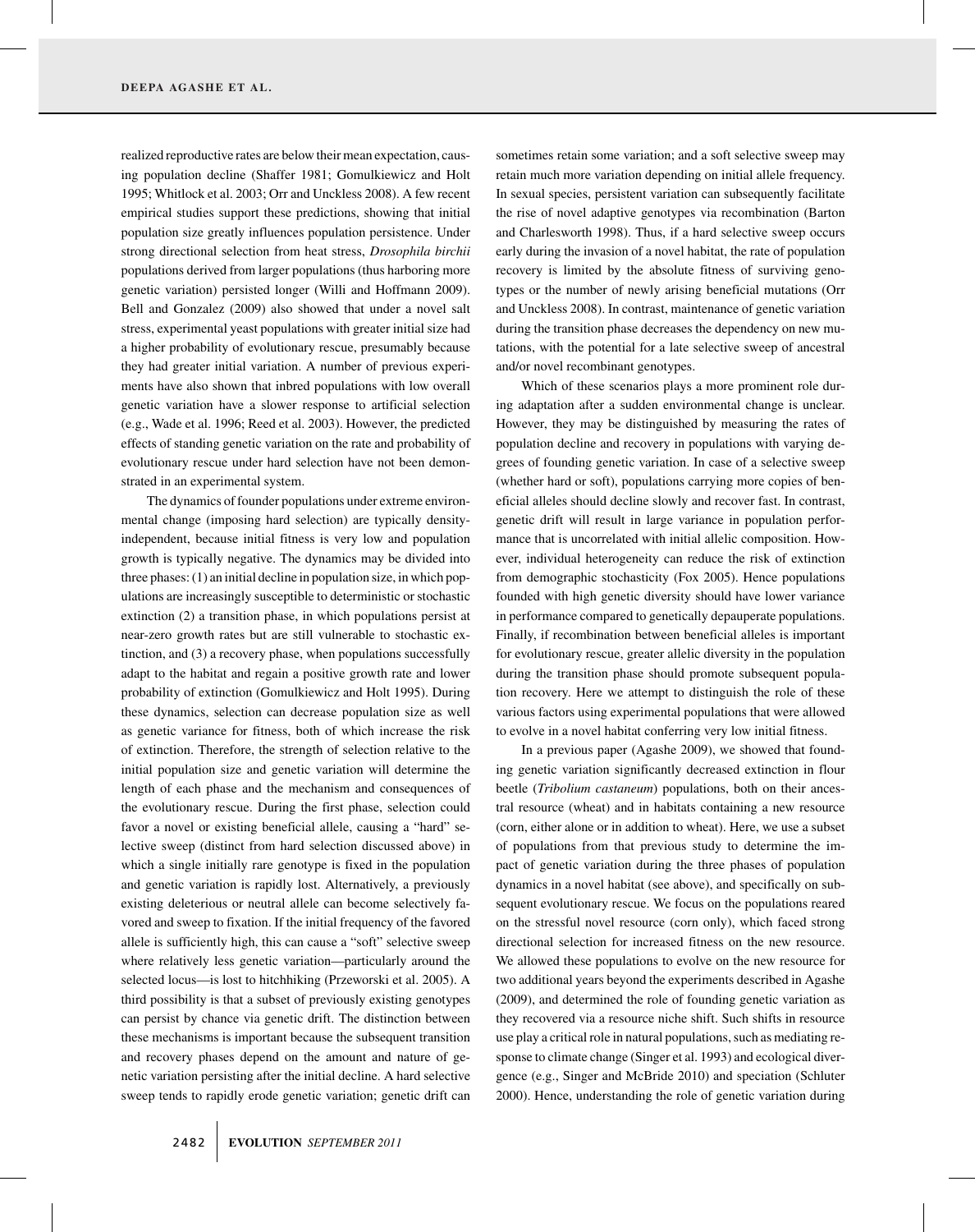realized reproductive rates are below their mean expectation, causing population decline (Shaffer 1981; Gomulkiewicz and Holt 1995; Whitlock et al. 2003; Orr and Unckless 2008). A few recent empirical studies support these predictions, showing that initial population size greatly influences population persistence. Under strong directional selection from heat stress, *Drosophila birchii* populations derived from larger populations (thus harboring more genetic variation) persisted longer (Willi and Hoffmann 2009). Bell and Gonzalez (2009) also showed that under a novel salt stress, experimental yeast populations with greater initial size had a higher probability of evolutionary rescue, presumably because they had greater initial variation. A number of previous experiments have also shown that inbred populations with low overall genetic variation have a slower response to artificial selection (e.g., Wade et al. 1996; Reed et al. 2003). However, the predicted effects of standing genetic variation on the rate and probability of evolutionary rescue under hard selection have not been demonstrated in an experimental system.

The dynamics of founder populations under extreme environmental change (imposing hard selection) are typically density-independent, because initial fitness is very low and population growth is typically negative. The dynamics may be divided into three phases: (1) an initial decline in population size, in which populations are increasingly susceptible to deterministic or stochastic extinction (2) a transition phase, in which populations persist at near-zero growth rates but are still vulnerable to stochastic extinction, and (3) a recovery phase, when populations successfully adapt to the habitat and regain a positive growth rate and lower probability of extinction (Gomulkiewicz and Holt 1995). During these dynamics, selection can decrease population size as well as genetic variance for fitness, both of which increase the risk of extinction. Therefore, the strength of selection relative to the initial population size and genetic variation will determine the length of each phase and the mechanism and consequences of the evolutionary rescue. During the first phase, selection could favor a novel or existing beneficial allele, causing a "hard" selective sweep (distinct from hard selection discussed above) in which a single initially rare genotype is fixed in the population and genetic variation is rapidly lost. Alternatively, a previously existing deleterious or neutral allele can become selectively favored and sweep to fixation. If the initial frequency of the favored allele is sufficiently high, this can cause a "soft" selective sweep where relatively less genetic variation—particularly around the selected locus—is lost to hitchhiking (Przeworski et al. 2005). A third possibility is that a subset of previously existing genotypes can persist by chance via genetic drift. The distinction between these mechanisms is important because the subsequent transition and recovery phases depend on the amount and nature of genetic variation persisting after the initial decline. A hard selective sweep tends to rapidly erode genetic variation; genetic drift can sometimes retain some variation; and a soft selective sweep may retain much more variation depending on initial allele frequency. In sexual species, persistent variation can subsequently facilitate the rise of novel adaptive genotypes via recombination (Barton and Charlesworth 1998). Thus, if a hard selective sweep occurs early during the invasion of a novel habitat, the rate of population recovery is limited by the absolute fitness of surviving genotypes or the number of newly arising beneficial mutations (Orr and Unckless 2008). In contrast, maintenance of genetic variation during the transition phase decreases the dependency on new mutations, with the potential for a late selective sweep of ancestral and/or novel recombinant genotypes.

Which of these scenarios plays a more prominent role during adaptation after a sudden environmental change is unclear. However, they may be distinguished by measuring the rates of population decline and recovery in populations with varying degrees of founding genetic variation. In case of a selective sweep (whether hard or soft), populations carrying more copies of beneficial alleles should decline slowly and recover fast. In contrast, genetic drift will result in large variance in population performance that is uncorrelated with initial allelic composition. However, individual heterogeneity can reduce the risk of extinction from demographic stochasticity (Fox 2005). Hence populations founded with high genetic diversity should have lower variance in performance compared to genetically depauperate populations. Finally, if recombination between beneficial alleles is important for evolutionary rescue, greater allelic diversity in the population during the transition phase should promote subsequent population recovery. Here we attempt to distinguish the role of these various factors using experimental populations that were allowed to evolve in a novel habitat conferring very low initial fitness.

In a previous paper (Agashe 2009), we showed that founding genetic variation significantly decreased extinction in flour beetle (*Tribolium castaneum*) populations, both on their ancestral resource (wheat) and in habitats containing a new resource (corn, either alone or in addition to wheat). Here, we use a subset of populations from that previous study to determine the impact of genetic variation during the three phases of population dynamics in a novel habitat (see above), and specifically on subsequent evolutionary rescue. We focus on the populations reared on the stressful novel resource (corn only), which faced strong directional selection for increased fitness on the new resource. We allowed these populations to evolve on the new resource for two additional years beyond the experiments described in Agashe (2009), and determined the role of founding genetic variation as they recovered via a resource niche shift. Such shifts in resource use play a critical role in natural populations, such as mediating response to climate change (Singer et al. 1993) and ecological divergence (e.g., Singer and McBride 2010) and speciation (Schluter 2000). Hence, understanding the role of genetic variation during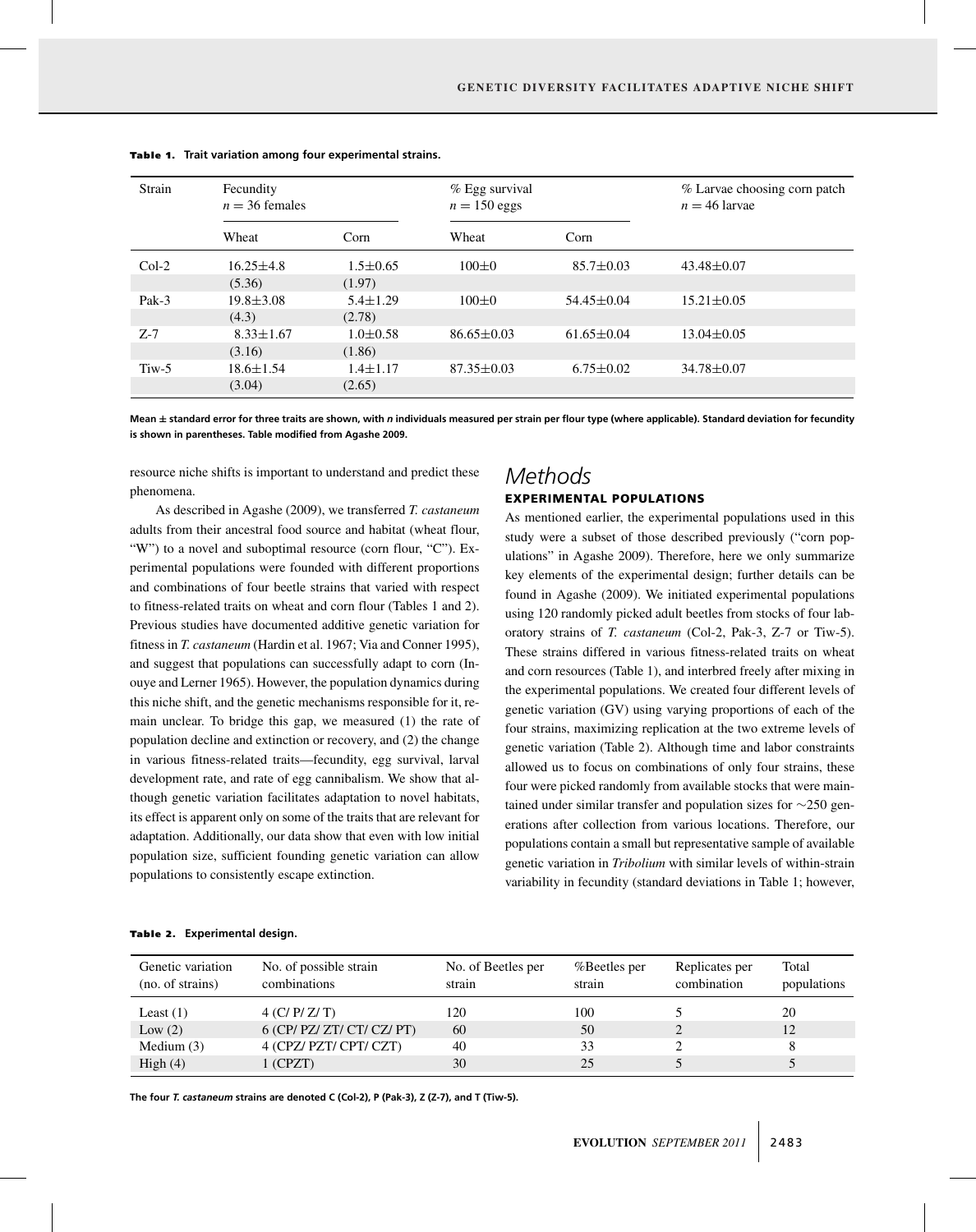**Table 1. Trait variation among four experimental strains.**

| Strain | Fecundity $n = 36$ females | | % Egg survival $n = 150$ eggs | | % Larvae choosing corn patch $n = 46$ larvae |
|---|---|---|---|---|---|
| | Wheat | Corn | Wheat | Corn | |
| Col-2 | 16.25±4.8 (5.36) | 1.5±0.65 (1.97) | 100±0 | 85.7±0.03 | 43.48±0.07 |
| Pak-3 | 19.8±3.08 (4.3) | 5.4±1.29 (2.78) | 100±0 | 54.45±0.04 | 15.21±0.05 |
| Z-7 | 8.33±1.67 (3.16) | 1.0±0.58 (1.86) | 86.65±0.03 | 61.65±0.04 | 13.04±0.05 |
| Tiw-5 | 18.6±1.54 (3.04) | 1.4±1.17 (2.65) | 87.35±0.03 | 6.75±0.02 | 34.78±0.07 |

**Mean ± standard error for three traits are shown, with *n* individuals measured per strain per flour type (where applicable). Standard deviation for fecundity is shown in parentheses. Table modified from Agashe 2009.**

resource niche shifts is important to understand and predict these phenomena.

As described in Agashe (2009), we transferred *T. castaneum* adults from their ancestral food source and habitat (wheat flour, "W") to a novel and suboptimal resource (corn flour, "C"). Experimental populations were founded with different proportions and combinations of four beetle strains that varied with respect to fitness-related traits on wheat and corn flour (Tables 1 and 2). Previous studies have documented additive genetic variation for fitness in *T. castaneum* (Hardin et al. 1967; Via and Conner 1995), and suggest that populations can successfully adapt to corn (Inouye and Lerner 1965). However, the population dynamics during this niche shift, and the genetic mechanisms responsible for it, remain unclear. To bridge this gap, we measured (1) the rate of population decline and extinction or recovery, and (2) the change in various fitness-related traits—fecundity, egg survival, larval development rate, and rate of egg cannibalism. We show that although genetic variation facilitates adaptation to novel habitats, its effect is apparent only on some of the traits that are relevant for adaptation. Additionally, our data show that even with low initial population size, sufficient founding genetic variation can allow populations to consistently escape extinction.

# Methods

## EXPERIMENTAL POPULATIONS

As mentioned earlier, the experimental populations used in this study were a subset of those described previously ("corn populations" in Agashe 2009). Therefore, here we only summarize key elements of the experimental design; further details can be found in Agashe (2009). We initiated experimental populations using 120 randomly picked adult beetles from stocks of four laboratory strains of *T. castaneum* (Col-2, Pak-3, Z-7 or Tiw-5). These strains differed in various fitness-related traits on wheat and corn resources (Table 1), and interbred freely after mixing in the experimental populations. We created four different levels of genetic variation (GV) using varying proportions of each of the four strains, maximizing replication at the two extreme levels of genetic variation (Table 2). Although time and labor constraints allowed us to focus on combinations of only four strains, these four were picked randomly from available stocks that were maintained under similar transfer and population sizes for ~250 generations after collection from various locations. Therefore, our populations contain a small but representative sample of available genetic variation in *Tribolium* with similar levels of within-strain variability in fecundity (standard deviations in Table 1; however,

**Table 2. Experimental design.**

| Genetic variation (no. of strains) | No. of possible strain combinations | No. of Beetles per strain | %Beetles per strain | Replicates per combination | Total populations |
|---|---|---|---|---|---|
| Least (1) | 4 (C/ P/ Z/ T) | 120 | 100 | 5 | 20 |
| Low (2) | 6 (CP/ PZ/ ZT/ CT/ CZ/ PT) | 60 | 50 | 2 | 12 |
| Medium (3) | 4 (CPZ/ PZT/ CPT/ CZT) | 40 | 33 | 2 | 8 |
| High (4) | 1 (CPZT) | 30 | 25 | 5 | 5 |

**The four *T. castaneum* strains are denoted C (Col-2), P (Pak-3), Z (Z-7), and T (Tiw-5).**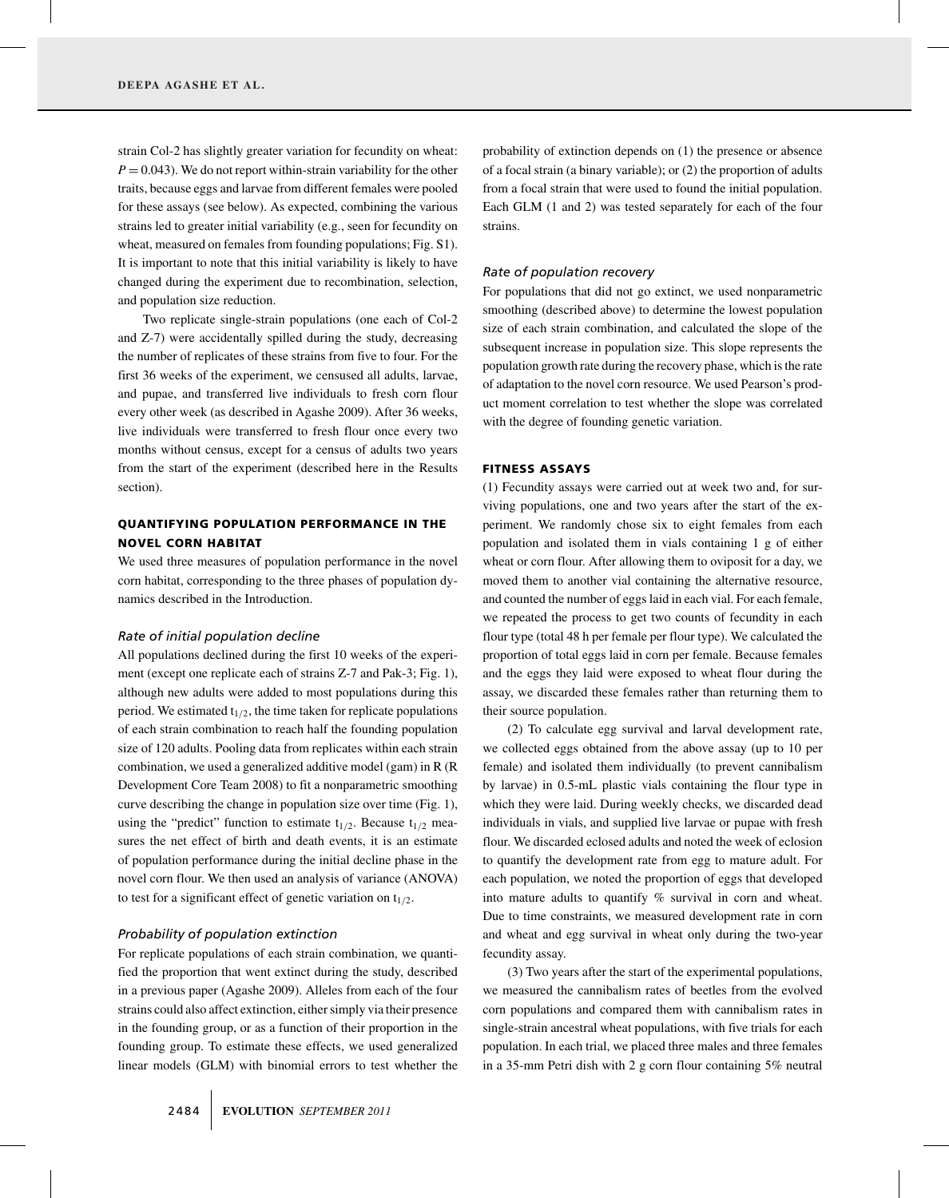strain Col-2 has slightly greater variation for fecundity on wheat: $P = 0.043$). We do not report within-strain variability for the other traits, because eggs and larvae from different females were pooled for these assays (see below). As expected, combining the various strains led to greater initial variability (e.g., seen for fecundity on wheat, measured on females from founding populations; Fig. S1). It is important to note that this initial variability is likely to have changed during the experiment due to recombination, selection, and population size reduction.

Two replicate single-strain populations (one each of Col-2 and Z-7) were accidentally spilled during the study, decreasing the number of replicates of these strains from five to four. For the first 36 weeks of the experiment, we censused all adults, larvae, and pupae, and transferred live individuals to fresh corn flour every other week (as described in Agashe 2009). After 36 weeks, live individuals were transferred to fresh flour once every two months without census, except for a census of adults two years from the start of the experiment (described here in the Results section).

## QUANTIFYING POPULATION PERFORMANCE IN THE NOVEL CORN HABITAT

We used three measures of population performance in the novel corn habitat, corresponding to the three phases of population dynamics described in the Introduction.

### *Rate of initial population decline*

All populations declined during the first 10 weeks of the experiment (except one replicate each of strains Z-7 and Pak-3; Fig. 1), although new adults were added to most populations during this period. We estimated $t_{1/2}$, the time taken for replicate populations of each strain combination to reach half the founding population size of 120 adults. Pooling data from replicates within each strain combination, we used a generalized additive model (gam) in R (R Development Core Team 2008) to fit a nonparametric smoothing curve describing the change in population size over time (Fig. 1), using the "predict" function to estimate $t_{1/2}$. Because $t_{1/2}$ measures the net effect of birth and death events, it is an estimate of population performance during the initial decline phase in the novel corn flour. We then used an analysis of variance (ANOVA) to test for a significant effect of genetic variation on $t_{1/2}$.

### *Probability of population extinction*

For replicate populations of each strain combination, we quantified the proportion that went extinct during the study, described in a previous paper (Agashe 2009). Alleles from each of the four strains could also affect extinction, either simply via their presence in the founding group, or as a function of their proportion in the founding group. To estimate these effects, we used generalized linear models (GLM) with binomial errors to test whether the probability of extinction depends on (1) the presence or absence of a focal strain (a binary variable); or (2) the proportion of adults from a focal strain that were used to found the initial population. Each GLM (1 and 2) was tested separately for each of the four strains.

### *Rate of population recovery*

For populations that did not go extinct, we used nonparametric smoothing (described above) to determine the lowest population size of each strain combination, and calculated the slope of the subsequent increase in population size. This slope represents the population growth rate during the recovery phase, which is the rate of adaptation to the novel corn resource. We used Pearson's product moment correlation to test whether the slope was correlated with the degree of founding genetic variation.

## FITNESS ASSAYS

(1) Fecundity assays were carried out at week two and, for surviving populations, one and two years after the start of the experiment. We randomly chose six to eight females from each population and isolated them in vials containing 1 g of either wheat or corn flour. After allowing them to oviposit for a day, we moved them to another vial containing the alternative resource, and counted the number of eggs laid in each vial. For each female, we repeated the process to get two counts of fecundity in each flour type (total 48 h per female per flour type). We calculated the proportion of total eggs laid in corn per female. Because females and the eggs they laid were exposed to wheat flour during the assay, we discarded these females rather than returning them to their source population.

(2) To calculate egg survival and larval development rate, we collected eggs obtained from the above assay (up to 10 per female) and isolated them individually (to prevent cannibalism by larvae) in 0.5-mL plastic vials containing the flour type in which they were laid. During weekly checks, we discarded dead individuals in vials, and supplied live larvae or pupae with fresh flour. We discarded eclosed adults and noted the week of eclosion to quantify the development rate from egg to mature adult. For each population, we noted the proportion of eggs that developed into mature adults to quantify % survival in corn and wheat. Due to time constraints, we measured development rate in corn and wheat and egg survival in wheat only during the two-year fecundity assay.

(3) Two years after the start of the experimental populations, we measured the cannibalism rates of beetles from the evolved corn populations and compared them with cannibalism rates in single-strain ancestral wheat populations, with five trials for each population. In each trial, we placed three males and three females in a 35-mm Petri dish with 2 g corn flour containing 5% neutral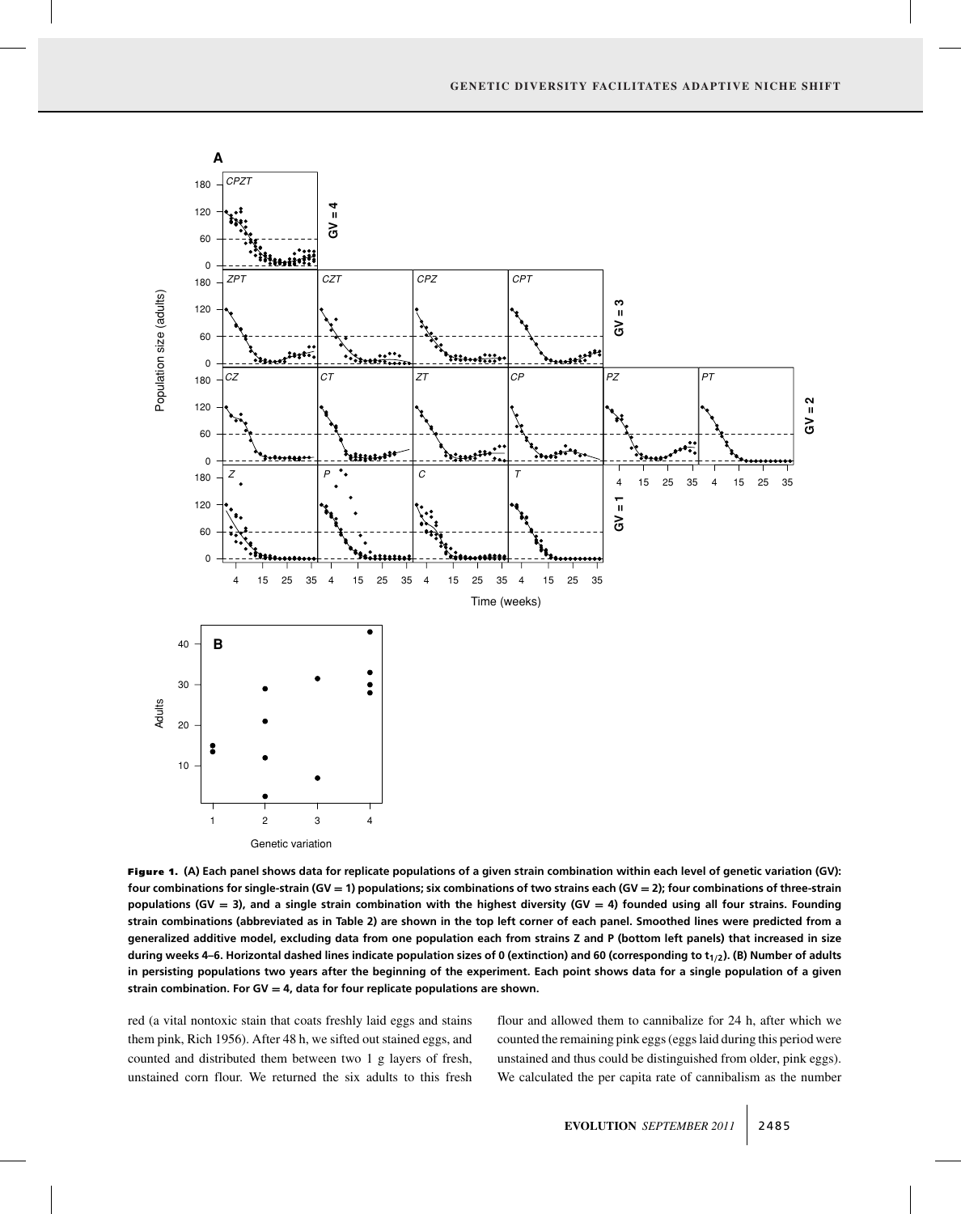**Figure 1.** (A) Each panel shows data for replicate populations of a given strain combination within each level of genetic variation (GV): four combinations for single-strain (GV = 1) populations; six combinations of two strains each (GV = 2); four combinations of three-strain populations (GV = 3), and a single strain combination with the highest diversity (GV = 4) founded using all four strains. Founding strain combinations (abbreviated as in Table 2) are shown in the top left corner of each panel. Smoothed lines were predicted from a generalized additive model, excluding data from one population each from strains Z and P (bottom left panels) that increased in size during weeks 4–6. Horizontal dashed lines indicate population sizes of 0 (extinction) and 60 (corresponding to $t_{1/2}$). (B) Number of adults in persisting populations two years after the beginning of the experiment. Each point shows data for a single population of a given strain combination. For GV = 4, data for four replicate populations are shown.

red (a vital nontoxic stain that coats freshly laid eggs and stains them pink, Rich 1956). After 48 h, we sifted out stained eggs, and counted and distributed them between two 1 g layers of fresh, unstained corn flour. We returned the six adults to this fresh flour and allowed them to cannibalize for 24 h, after which we counted the remaining pink eggs (eggs laid during this period were unstained and thus could be distinguished from older, pink eggs). We calculated the per capita rate of cannibalism as the number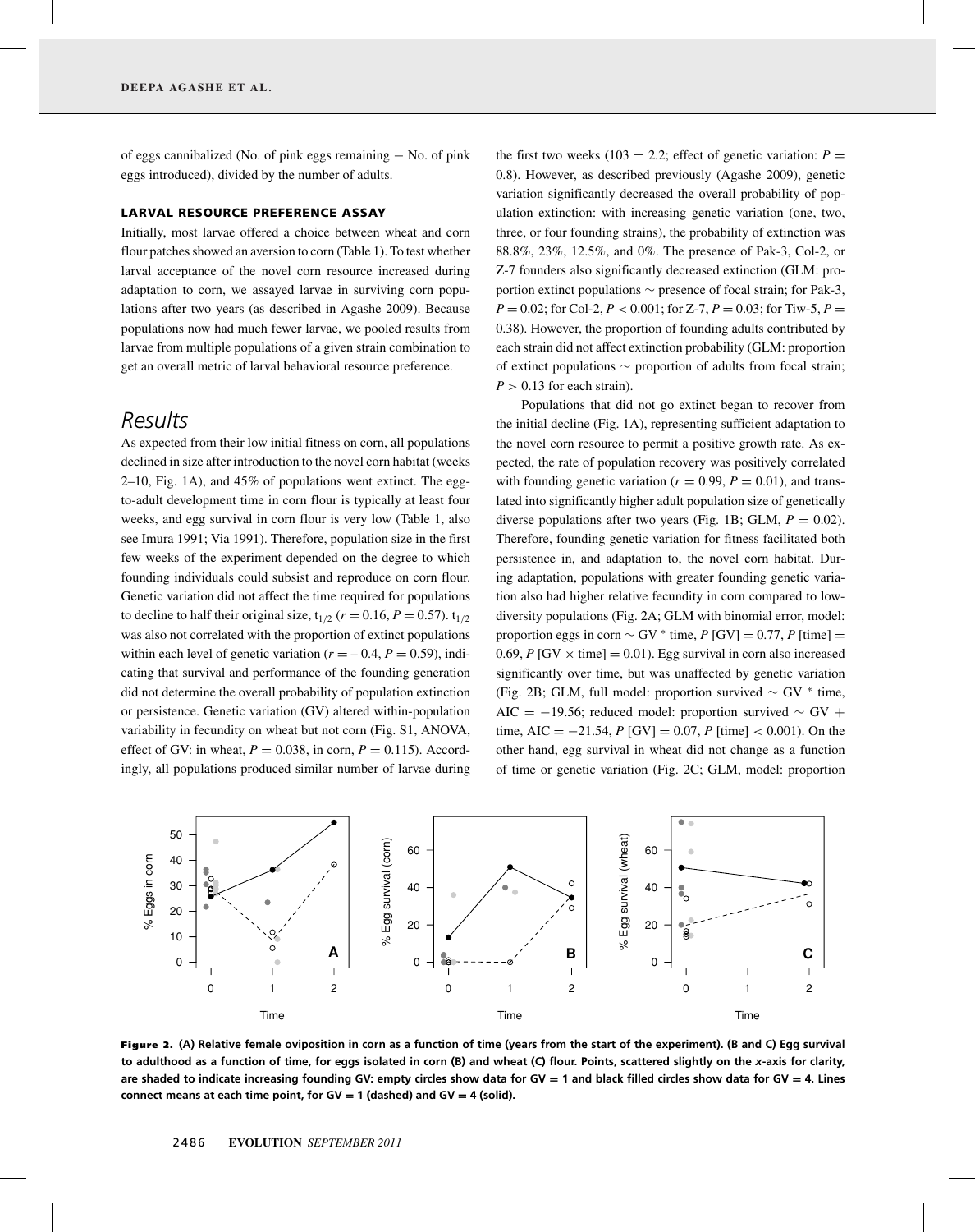of eggs cannibalized (No. of pink eggs remaining − No. of pink eggs introduced), divided by the number of adults.

### LARVAL RESOURCE PREFERENCE ASSAY

Initially, most larvae offered a choice between wheat and corn flour patches showed an aversion to corn (Table 1). To test whether larval acceptance of the novel corn resource increased during adaptation to corn, we assayed larvae in surviving corn populations after two years (as described in Agashe 2009). Because populations now had much fewer larvae, we pooled results from larvae from multiple populations of a given strain combination to get an overall metric of larval behavioral resource preference.

## Results

As expected from their low initial fitness on corn, all populations declined in size after introduction to the novel corn habitat (weeks 2–10, Fig. 1A), and 45% of populations went extinct. The egg-to-adult development time in corn flour is typically at least four weeks, and egg survival in corn flour is very low (Table 1, also see Imura 1991; Via 1991). Therefore, population size in the first few weeks of the experiment depended on the degree to which founding individuals could subsist and reproduce on corn flour. Genetic variation did not affect the time required for populations to decline to half their original size, $t_{1/2}$ ($r = 0.16$, $P = 0.57$). $t_{1/2}$ was also not correlated with the proportion of extinct populations within each level of genetic variation ($r = -0.4$, $P = 0.59$), indicating that survival and performance of the founding generation did not determine the overall probability of population extinction or persistence. Genetic variation (GV) altered within-population variability in fecundity on wheat but not corn (Fig. S1, ANOVA, effect of GV: in wheat, $P = 0.038$, in corn, $P = 0.115$). Accordingly, all populations produced similar number of larvae during the first two weeks ($103 \pm 2.2$; effect of genetic variation: $P = 0.8$). However, as described previously (Agashe 2009), genetic variation significantly decreased the overall probability of population extinction: with increasing genetic variation (one, two, three, or four founding strains), the probability of extinction was 88.8%, 23%, 12.5%, and 0%. The presence of Pak-3, Col-2, or Z-7 founders also significantly decreased extinction (GLM: proportion extinct populations ∼ presence of focal strain; for Pak-3, $P = 0.02$; for Col-2, $P < 0.001$; for Z-7, $P = 0.03$; for Tiw-5, $P = 0.38$). However, the proportion of founding adults contributed by each strain did not affect extinction probability (GLM: proportion of extinct populations ∼ proportion of adults from focal strain; $P > 0.13$ for each strain).

Populations that did not go extinct began to recover from the initial decline (Fig. 1A), representing sufficient adaptation to the novel corn resource to permit a positive growth rate. As expected, the rate of population recovery was positively correlated with founding genetic variation ($r = 0.99$, $P = 0.01$), and translated into significantly higher adult population size of genetically diverse populations after two years (Fig. 1B; GLM, $P = 0.02$). Therefore, founding genetic variation for fitness facilitated both persistence in, and adaptation to, the novel corn habitat. During adaptation, populations with greater founding genetic variation also had higher relative fecundity in corn compared to low-diversity populations (Fig. 2A; GLM with binomial error, model: proportion eggs in corn ∼ GV * time, $P$ [GV] = 0.77, $P$ [time] = 0.69, $P$ [GV × time] = 0.01). Egg survival in corn also increased significantly over time, but was unaffected by genetic variation (Fig. 2B; GLM, full model: proportion survived ∼ GV * time, AIC = −19.56; reduced model: proportion survived ∼ GV + time, AIC = −21.54, $P$ [GV] = 0.07, $P$ [time] < 0.001). On the other hand, egg survival in wheat did not change as a function of time or genetic variation (Fig. 2C; GLM, model: proportion

**Figure 2.** (A) Relative female oviposition in corn as a function of time (years from the start of the experiment). (B and C) Egg survival to adulthood as a function of time, for eggs isolated in corn (B) and wheat (C) flour. Points, scattered slightly on the *x*-axis for clarity, are shaded to indicate increasing founding GV: empty circles show data for GV = 1 and black filled circles show data for GV = 4. Lines connect means at each time point, for GV = 1 (dashed) and GV = 4 (solid).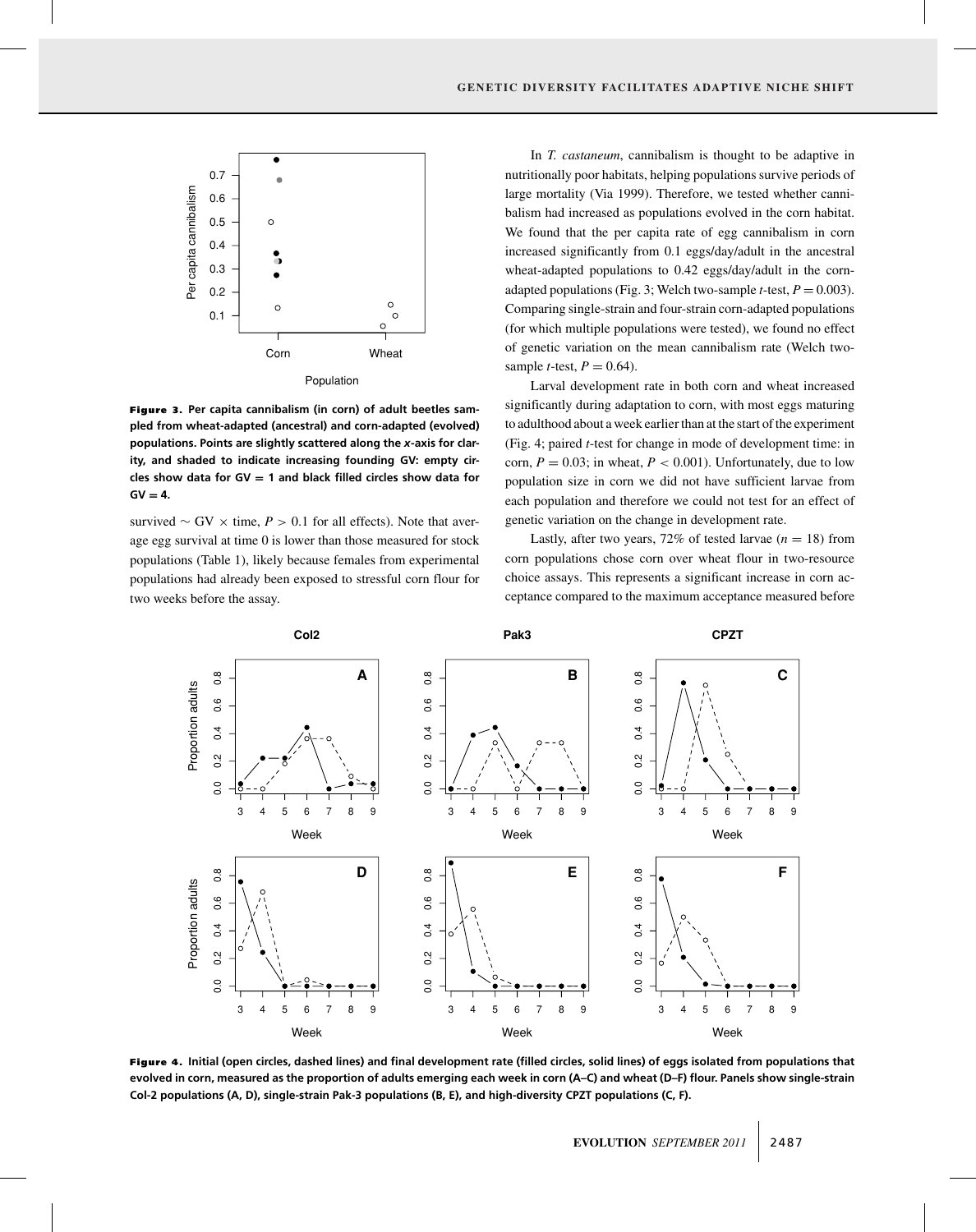**Figure 3.** **Per capita cannibalism (in corn) of adult beetles sampled from wheat-adapted (ancestral) and corn-adapted (evolved) populations. Points are slightly scattered along the *x*-axis for clarity, and shaded to indicate increasing founding GV: empty circles show data for GV = 1 and black filled circles show data for GV = 4.**

survived ∼ GV × time, $P > 0.1$ for all effects). Note that average egg survival at time 0 is lower than those measured for stock populations (Table 1), likely because females from experimental populations had already been exposed to stressful corn flour for two weeks before the assay.

In *T. castaneum*, cannibalism is thought to be adaptive in nutritionally poor habitats, helping populations survive periods of large mortality (Via 1999). Therefore, we tested whether cannibalism had increased as populations evolved in the corn habitat. We found that the per capita rate of egg cannibalism in corn increased significantly from 0.1 eggs/day/adult in the ancestral wheat-adapted populations to 0.42 eggs/day/adult in the corn-adapted populations (Fig. 3; Welch two-sample *t*-test, $P = 0.003$). Comparing single-strain and four-strain corn-adapted populations (for which multiple populations were tested), we found no effect of genetic variation on the mean cannibalism rate (Welch two-sample *t*-test, $P = 0.64$).

Larval development rate in both corn and wheat increased significantly during adaptation to corn, with most eggs maturing to adulthood about a week earlier than at the start of the experiment (Fig. 4; paired *t*-test for change in mode of development time: in corn, $P = 0.03$; in wheat, $P < 0.001$). Unfortunately, due to low population size in corn we did not have sufficient larvae from each population and therefore we could not test for an effect of genetic variation on the change in development rate.

Lastly, after two years, 72% of tested larvae ($n = 18$) from corn populations chose corn over wheat flour in two-resource choice assays. This represents a significant increase in corn acceptance compared to the maximum acceptance measured before

**Figure 4.** **Initial (open circles, dashed lines) and final development rate (filled circles, solid lines) of eggs isolated from populations that evolved in corn, measured as the proportion of adults emerging each week in corn (A–C) and wheat (D–F) flour. Panels show single-strain Col-2 populations (A, D), single-strain Pak-3 populations (B, E), and high-diversity CPZT populations (C, F).**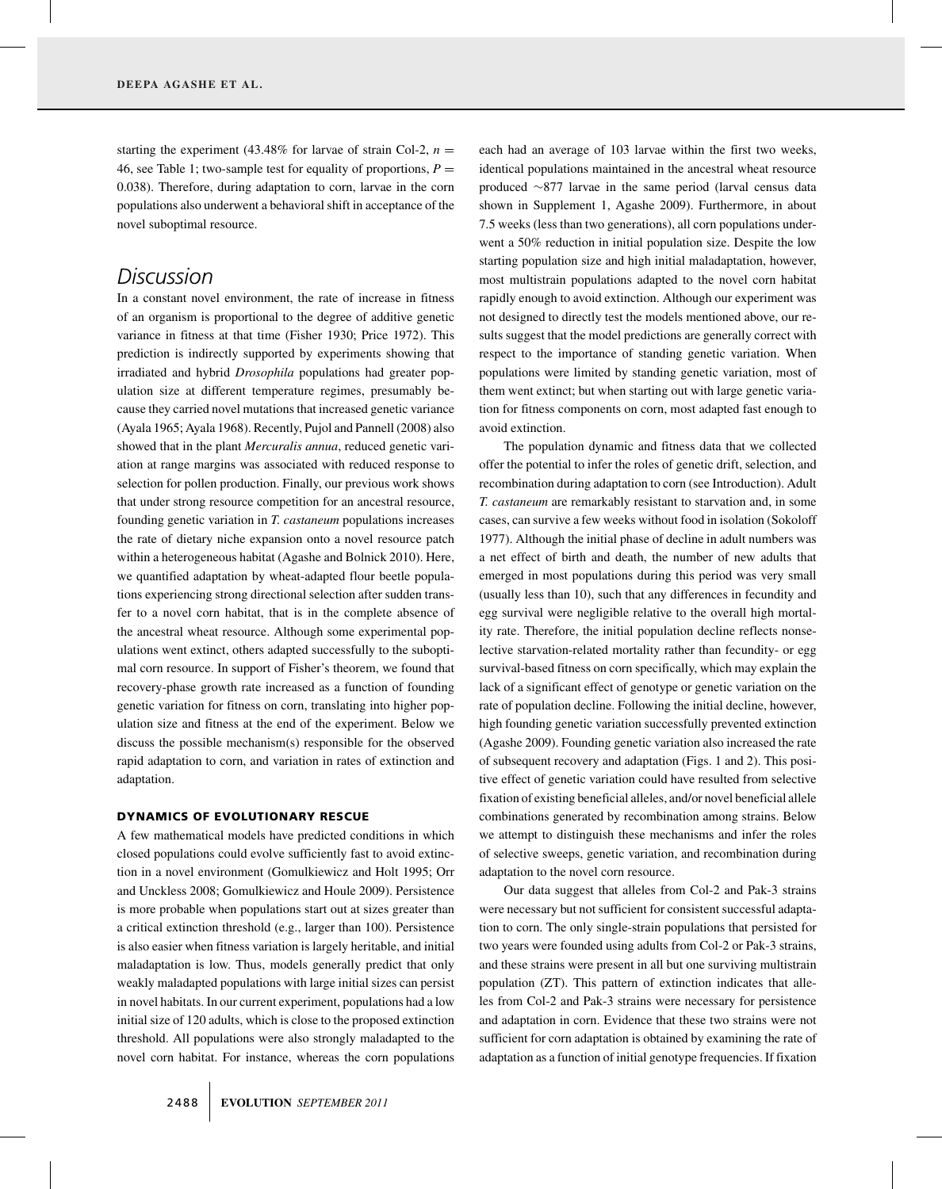starting the experiment (43.48% for larvae of strain Col-2, $n = 46$, see Table 1; two-sample test for equality of proportions, $P = 0.038$). Therefore, during adaptation to corn, larvae in the corn populations also underwent a behavioral shift in acceptance of the novel suboptimal resource.

## Discussion

In a constant novel environment, the rate of increase in fitness of an organism is proportional to the degree of additive genetic variance in fitness at that time (Fisher 1930; Price 1972). This prediction is indirectly supported by experiments showing that irradiated and hybrid *Drosophila* populations had greater population size at different temperature regimes, presumably because they carried novel mutations that increased genetic variance (Ayala 1965; Ayala 1968). Recently, Pujol and Pannell (2008) also showed that in the plant *Mercuralis annua*, reduced genetic variation at range margins was associated with reduced response to selection for pollen production. Finally, our previous work shows that under strong resource competition for an ancestral resource, founding genetic variation in *T. castaneum* populations increases the rate of dietary niche expansion onto a novel resource patch within a heterogeneous habitat (Agashe and Bolnick 2010). Here, we quantified adaptation by wheat-adapted flour beetle populations experiencing strong directional selection after sudden transfer to a novel corn habitat, that is in the complete absence of the ancestral wheat resource. Although some experimental populations went extinct, others adapted successfully to the suboptimal corn resource. In support of Fisher's theorem, we found that recovery-phase growth rate increased as a function of founding genetic variation for fitness on corn, translating into higher population size and fitness at the end of the experiment. Below we discuss the possible mechanism(s) responsible for the observed rapid adaptation to corn, and variation in rates of extinction and adaptation.

### DYNAMICS OF EVOLUTIONARY RESCUE

A few mathematical models have predicted conditions in which closed populations could evolve sufficiently fast to avoid extinction in a novel environment (Gomulkiewicz and Holt 1995; Orr and Unckless 2008; Gomulkiewicz and Houle 2009). Persistence is more probable when populations start out at sizes greater than a critical extinction threshold (e.g., larger than 100). Persistence is also easier when fitness variation is largely heritable, and initial maladaptation is low. Thus, models generally predict that only weakly maladapted populations with large initial sizes can persist in novel habitats. In our current experiment, populations had a low initial size of 120 adults, which is close to the proposed extinction threshold. All populations were also strongly maladapted to the novel corn habitat. For instance, whereas the corn populations each had an average of 103 larvae within the first two weeks, identical populations maintained in the ancestral wheat resource produced ~877 larvae in the same period (larval census data shown in Supplement 1, Agashe 2009). Furthermore, in about 7.5 weeks (less than two generations), all corn populations underwent a 50% reduction in initial population size. Despite the low starting population size and high initial maladaptation, however, most multistrain populations adapted to the novel corn habitat rapidly enough to avoid extinction. Although our experiment was not designed to directly test the models mentioned above, our results suggest that the model predictions are generally correct with respect to the importance of standing genetic variation. When populations were limited by standing genetic variation, most of them went extinct; but when starting out with large genetic variation for fitness components on corn, most adapted fast enough to avoid extinction.

The population dynamic and fitness data that we collected offer the potential to infer the roles of genetic drift, selection, and recombination during adaptation to corn (see Introduction). Adult *T. castaneum* are remarkably resistant to starvation and, in some cases, can survive a few weeks without food in isolation (Sokoloff 1977). Although the initial phase of decline in adult numbers was a net effect of birth and death, the number of new adults that emerged in most populations during this period was very small (usually less than 10), such that any differences in fecundity and egg survival were negligible relative to the overall high mortality rate. Therefore, the initial population decline reflects nonselective starvation-related mortality rather than fecundity- or egg survival-based fitness on corn specifically, which may explain the lack of a significant effect of genotype or genetic variation on the rate of population decline. Following the initial decline, however, high founding genetic variation successfully prevented extinction (Agashe 2009). Founding genetic variation also increased the rate of subsequent recovery and adaptation (Figs. 1 and 2). This positive effect of genetic variation could have resulted from selective fixation of existing beneficial alleles, and/or novel beneficial allele combinations generated by recombination among strains. Below we attempt to distinguish these mechanisms and infer the roles of selective sweeps, genetic variation, and recombination during adaptation to the novel corn resource.

Our data suggest that alleles from Col-2 and Pak-3 strains were necessary but not sufficient for consistent successful adaptation to corn. The only single-strain populations that persisted for two years were founded using adults from Col-2 or Pak-3 strains, and these strains were present in all but one surviving multistrain population (ZT). This pattern of extinction indicates that alleles from Col-2 and Pak-3 strains were necessary for persistence and adaptation in corn. Evidence that these two strains were not sufficient for corn adaptation is obtained by examining the rate of adaptation as a function of initial genotype frequencies. If fixation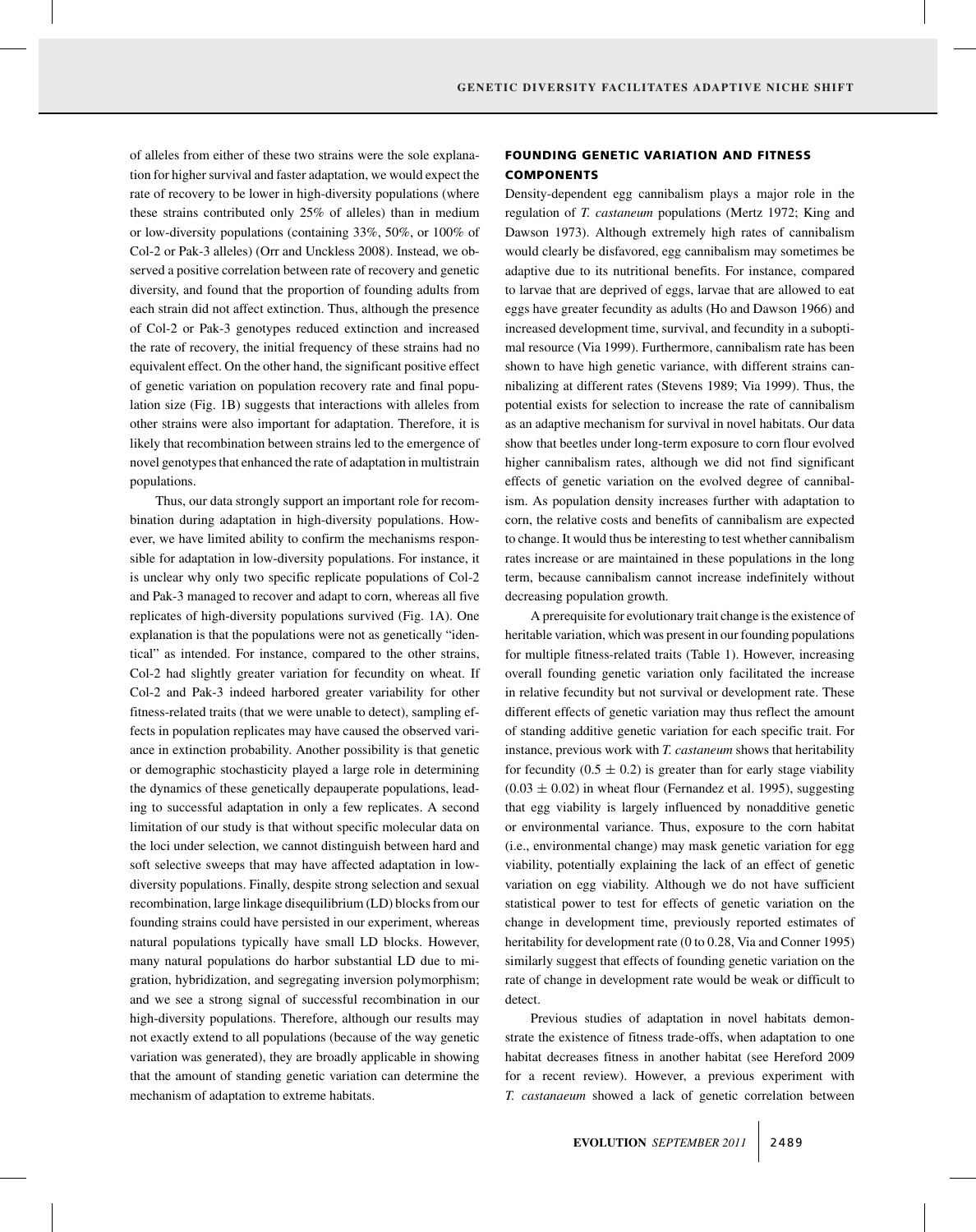of alleles from either of these two strains were the sole explanation for higher survival and faster adaptation, we would expect the rate of recovery to be lower in high-diversity populations (where these strains contributed only 25% of alleles) than in medium or low-diversity populations (containing 33%, 50%, or 100% of Col-2 or Pak-3 alleles) (Orr and Unckless 2008). Instead, we observed a positive correlation between rate of recovery and genetic diversity, and found that the proportion of founding adults from each strain did not affect extinction. Thus, although the presence of Col-2 or Pak-3 genotypes reduced extinction and increased the rate of recovery, the initial frequency of these strains had no equivalent effect. On the other hand, the significant positive effect of genetic variation on population recovery rate and final population size (Fig. 1B) suggests that interactions with alleles from other strains were also important for adaptation. Therefore, it is likely that recombination between strains led to the emergence of novel genotypes that enhanced the rate of adaptation in multistrain populations.

Thus, our data strongly support an important role for recombination during adaptation in high-diversity populations. However, we have limited ability to confirm the mechanisms responsible for adaptation in low-diversity populations. For instance, it is unclear why only two specific replicate populations of Col-2 and Pak-3 managed to recover and adapt to corn, whereas all five replicates of high-diversity populations survived (Fig. 1A). One explanation is that the populations were not as genetically "identical" as intended. For instance, compared to the other strains, Col-2 had slightly greater variation for fecundity on wheat. If Col-2 and Pak-3 indeed harbored greater variability for other fitness-related traits (that we were unable to detect), sampling effects in population replicates may have caused the observed variance in extinction probability. Another possibility is that genetic or demographic stochasticity played a large role in determining the dynamics of these genetically depauperate populations, leading to successful adaptation in only a few replicates. A second limitation of our study is that without specific molecular data on the loci under selection, we cannot distinguish between hard and soft selective sweeps that may have affected adaptation in low-diversity populations. Finally, despite strong selection and sexual recombination, large linkage disequilibrium (LD) blocks from our founding strains could have persisted in our experiment, whereas natural populations typically have small LD blocks. However, many natural populations do harbor substantial LD due to migration, hybridization, and segregating inversion polymorphism; and we see a strong signal of successful recombination in our high-diversity populations. Therefore, although our results may not exactly extend to all populations (because of the way genetic variation was generated), they are broadly applicable in showing that the amount of standing genetic variation can determine the mechanism of adaptation to extreme habitats.

## FOUNDING GENETIC VARIATION AND FITNESS COMPONENTS

Density-dependent egg cannibalism plays a major role in the regulation of *T. castaneum* populations (Mertz 1972; King and Dawson 1973). Although extremely high rates of cannibalism would clearly be disfavored, egg cannibalism may sometimes be adaptive due to its nutritional benefits. For instance, compared to larvae that are deprived of eggs, larvae that are allowed to eat eggs have greater fecundity as adults (Ho and Dawson 1966) and increased development time, survival, and fecundity in a suboptimal resource (Via 1999). Furthermore, cannibalism rate has been shown to have high genetic variance, with different strains cannibalizing at different rates (Stevens 1989; Via 1999). Thus, the potential exists for selection to increase the rate of cannibalism as an adaptive mechanism for survival in novel habitats. Our data show that beetles under long-term exposure to corn flour evolved higher cannibalism rates, although we did not find significant effects of genetic variation on the evolved degree of cannibalism. As population density increases further with adaptation to corn, the relative costs and benefits of cannibalism are expected to change. It would thus be interesting to test whether cannibalism rates increase or are maintained in these populations in the long term, because cannibalism cannot increase indefinitely without decreasing population growth.

A prerequisite for evolutionary trait change is the existence of heritable variation, which was present in our founding populations for multiple fitness-related traits (Table 1). However, increasing overall founding genetic variation only facilitated the increase in relative fecundity but not survival or development rate. These different effects of genetic variation may thus reflect the amount of standing additive genetic variation for each specific trait. For instance, previous work with *T. castaneum* shows that heritability for fecundity ($0.5 \pm 0.2$) is greater than for early stage viability ($0.03 \pm 0.02$) in wheat flour (Fernandez et al. 1995), suggesting that egg viability is largely influenced by nonadditive genetic or environmental variance. Thus, exposure to the corn habitat (i.e., environmental change) may mask genetic variation for egg viability, potentially explaining the lack of an effect of genetic variation on egg viability. Although we do not have sufficient statistical power to test for effects of genetic variation on the change in development time, previously reported estimates of heritability for development rate (0 to 0.28, Via and Conner 1995) similarly suggest that effects of founding genetic variation on the rate of change in development rate would be weak or difficult to detect.

Previous studies of adaptation in novel habitats demonstrate the existence of fitness trade-offs, when adaptation to one habitat decreases fitness in another habitat (see Hereford 2009 for a recent review). However, a previous experiment with *T. castanaeum* showed a lack of genetic correlation between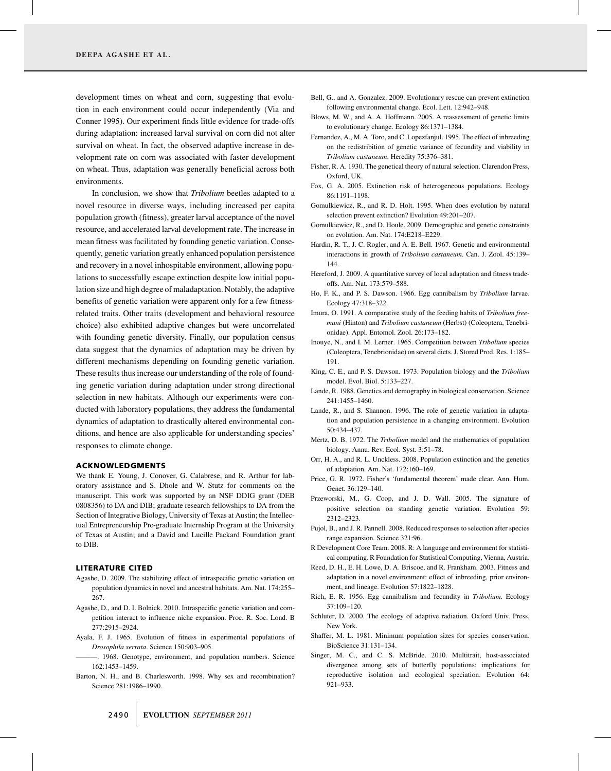development times on wheat and corn, suggesting that evolution in each environment could occur independently (Via and Conner 1995). Our experiment finds little evidence for trade-offs during adaptation: increased larval survival on corn did not alter survival on wheat. In fact, the observed adaptive increase in development rate on corn was associated with faster development on wheat. Thus, adaptation was generally beneficial across both environments.

In conclusion, we show that *Tribolium* beetles adapted to a novel resource in diverse ways, including increased per capita population growth (fitness), greater larval acceptance of the novel resource, and accelerated larval development rate. The increase in mean fitness was facilitated by founding genetic variation. Consequently, genetic variation greatly enhanced population persistence and recovery in a novel inhospitable environment, allowing populations to successfully escape extinction despite low initial population size and high degree of maladaptation. Notably, the adaptive benefits of genetic variation were apparent only for a few fitness-related traits. Other traits (development and behavioral resource choice) also exhibited adaptive changes but were uncorrelated with founding genetic diversity. Finally, our population census data suggest that the dynamics of adaptation may be driven by different mechanisms depending on founding genetic variation. These results thus increase our understanding of the role of founding genetic variation during adaptation under strong directional selection in new habitats. Although our experiments were conducted with laboratory populations, they address the fundamental dynamics of adaptation to drastically altered environmental conditions, and hence are also applicable for understanding species' responses to climate change.

## ACKNOWLEDGMENTS

We thank E. Young, J. Conover, G. Calabrese, and R. Arthur for laboratory assistance and S. Dhole and W. Stutz for comments on the manuscript. This work was supported by an NSF DDIG grant (DEB 0808356) to DA and DIB; graduate research fellowships to DA from the Section of Integrative Biology, University of Texas at Austin; the Intellectual Entrepreneurship Pre-graduate Internship Program at the University of Texas at Austin; and a David and Lucille Packard Foundation grant to DIB.

## LITERATURE CITED

Agashe, D. 2009. The stabilizing effect of intraspecific genetic variation on population dynamics in novel and ancestral habitats. Am. Nat. 174:255–267.

Agashe, D., and D. I. Bolnick. 2010. Intraspecific genetic variation and competition interact to influence niche expansion. Proc. R. Soc. Lond. B 277:2915–2924.

Ayala, F. J. 1965. Evolution of fitness in experimental populations of *Drosophila serrata*. Science 150:903–905.

———. 1968. Genotype, environment, and population numbers. Science 162:1453–1459.

Barton, N. H., and B. Charlesworth. 1998. Why sex and recombination? Science 281:1986–1990.

Bell, G., and A. Gonzalez. 2009. Evolutionary rescue can prevent extinction following environmental change. Ecol. Lett. 12:942–948.

Blows, M. W., and A. A. Hoffmann. 2005. A reassessment of genetic limits to evolutionary change. Ecology 86:1371–1384.

Fernandez, A., M. A. Toro, and C. Lopezfanjul. 1995. The effect of inbreeding on the redistribition of genetic variance of fecundity and viability in *Tribolium castaneum*. Heredity 75:376–381.

Fisher, R. A. 1930. The genetical theory of natural selection. Clarendon Press, Oxford, UK.

Fox, G. A. 2005. Extinction risk of heterogeneous populations. Ecology 86:1191–1198.

Gomulkiewicz, R., and R. D. Holt. 1995. When does evolution by natural selection prevent extinction? Evolution 49:201–207.

Gomulkiewicz, R., and D. Houle. 2009. Demographic and genetic constraints on evolution. Am. Nat. 174:E218–E229.

Hardin, R. T., J. C. Rogler, and A. E. Bell. 1967. Genetic and environmental interactions in growth of *Tribolium castaneum*. Can. J. Zool. 45:139–144.

Hereford, J. 2009. A quantitative survey of local adaptation and fitness trade-offs. Am. Nat. 173:579–588.

Ho, F. K., and P. S. Dawson. 1966. Egg cannibalism by *Tribolium* larvae. Ecology 47:318–322.

Imura, O. 1991. A comparative study of the feeding habits of *Tribolium freemani* (Hinton) and *Tribolium castaneum* (Herbst) (Coleoptera, Tenebrionidae). Appl. Entomol. Zool. 26:173–182.

Inouye, N., and I. M. Lerner. 1965. Competition between *Tribolium* species (Coleoptera, Tenebrionidae) on several diets. J. Stored Prod. Res. 1:185–191.

King, C. E., and P. S. Dawson. 1973. Population biology and the *Tribolium* model. Evol. Biol. 5:133–227.

Lande, R. 1988. Genetics and demography in biological conservation. Science 241:1455–1460.

Lande, R., and S. Shannon. 1996. The role of genetic variation in adaptation and population persistence in a changing environment. Evolution 50:434–437.

Mertz, D. B. 1972. The *Tribolium* model and the mathematics of population biology. Annu. Rev. Ecol. Syst. 3:51–78.

Orr, H. A., and R. L. Unckless. 2008. Population extinction and the genetics of adaptation. Am. Nat. 172:160–169.

Price, G. R. 1972. Fisher's 'fundamental theorem' made clear. Ann. Hum. Genet. 36:129–140.

Przeworski, M., G. Coop, and J. D. Wall. 2005. The signature of positive selection on standing genetic variation. Evolution 59: 2312–2323.

Pujol, B., and J. R. Pannell. 2008. Reduced responses to selection after species range expansion. Science 321:96.

R Development Core Team. 2008. R: A language and environment for statistical computing. R Foundation for Statistical Computing, Vienna, Austria.

Reed, D. H., E. H. Lowe, D. A. Briscoe, and R. Frankham. 2003. Fitness and adaptation in a novel environment: effect of inbreeding, prior environment, and lineage. Evolution 57:1822–1828.

Rich, E. R. 1956. Egg cannibalism and fecundity in *Tribolium*. Ecology 37:109–120.

Schluter, D. 2000. The ecology of adaptive radiation. Oxford Univ. Press, New York.

Shaffer, M. L. 1981. Minimum population sizes for species conservation. BioScience 31:131–134.

Singer, M. C., and C. S. McBride. 2010. Multitrait, host-associated divergence among sets of butterfly populations: implications for reproductive isolation and ecological speciation. Evolution 64: 921–933.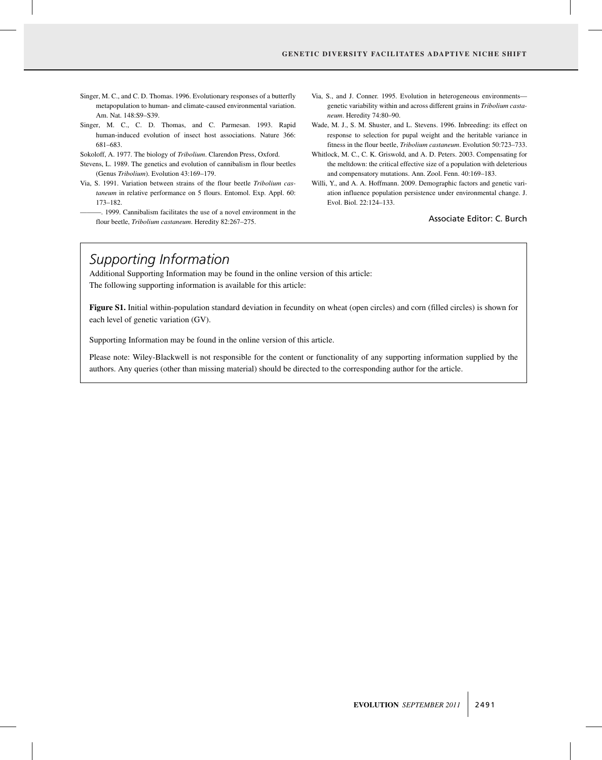Singer, M. C., and C. D. Thomas. 1996. Evolutionary responses of a butterfly metapopulation to human- and climate-caused environmental variation. Am. Nat. 148:S9–S39.

Singer, M. C., C. D. Thomas, and C. Parmesan. 1993. Rapid human-induced evolution of insect host associations. Nature 366: 681–683.

Sokoloff, A. 1977. The biology of *Tribolium*. Clarendon Press, Oxford.

Stevens, L. 1989. The genetics and evolution of cannibalism in flour beetles (Genus *Tribolium*). Evolution 43:169–179.

Via, S. 1991. Variation between strains of the flour beetle *Tribolium castaneum* in relative performance on 5 flours. Entomol. Exp. Appl. 60: 173–182.

———. 1999. Cannibalism facilitates the use of a novel environment in the flour beetle, *Tribolium castaneum*. Heredity 82:267–275.

Via, S., and J. Conner. 1995. Evolution in heterogeneous environments—genetic variability within and across different grains in *Tribolium castaneum*. Heredity 74:80–90.

Wade, M. J., S. M. Shuster, and L. Stevens. 1996. Inbreeding: its effect on response to selection for pupal weight and the heritable variance in fitness in the flour beetle, *Tribolium castaneum*. Evolution 50:723–733.

Whitlock, M. C., C. K. Griswold, and A. D. Peters. 2003. Compensating for the meltdown: the critical effective size of a population with deleterious and compensatory mutations. Ann. Zool. Fenn. 40:169–183.

Willi, Y., and A. A. Hoffmann. 2009. Demographic factors and genetic variation influence population persistence under environmental change. J. Evol. Biol. 22:124–133.

Associate Editor: C. Burch

## *Supporting Information*

Additional Supporting Information may be found in the online version of this article:
The following supporting information is available for this article:

**Figure S1.** Initial within-population standard deviation in fecundity on wheat (open circles) and corn (filled circles) is shown for each level of genetic variation (GV).

Supporting Information may be found in the online version of this article.

Please note: Wiley-Blackwell is not responsible for the content or functionality of any supporting information supplied by the authors. Any queries (other than missing material) should be directed to the corresponding author for the article.